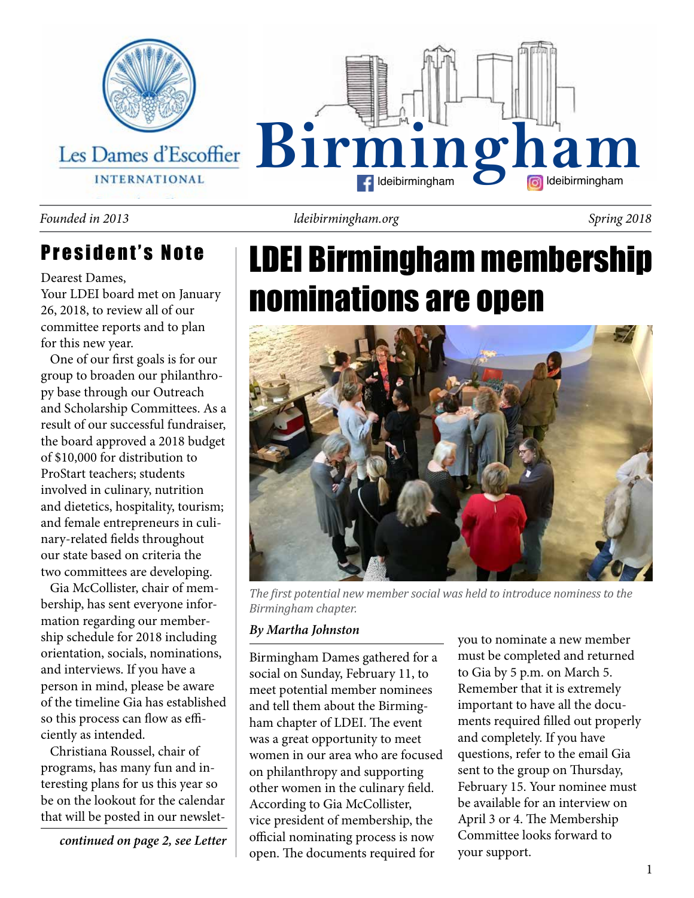Les Dames d'Escoffier INTERNATIONAL

# Birmingham

ldeibirmingham ldeibirmingham

*Founded in 2013* *ldeibirmingham.org* *Spring 2018*

## President's Note

Dearest Dames,

Your LDEI board met on January 26, 2018, to review all of our committee reports and to plan for this new year.

One of our first goals is for our group to broaden our philanthropy base through our Outreach and Scholarship Committees. As a result of our successful fundraiser, the board approved a 2018 budget of $10,000 for distribution to ProStart teachers; students involved in culinary, nutrition and dietetics, hospitality, tourism; and female entrepreneurs in culinary-related fields throughout our state based on criteria the two committees are developing.

Gia McCollister, chair of membership, has sent everyone information regarding our membership schedule for 2018 including orientation, socials, nominations, and interviews. If you have a person in mind, please be aware of the timeline Gia has established so this process can flow as efficiently as intended.

Christiana Roussel, chair of programs, has many fun and interesting plans for us this year so be on the lookout for the calendar that will be posted in our newslet-

***continued on page 2, see Letter***

# LDEI Birmingham membership nominations are open

*The first potential new member social was held to introduce nominess to the Birmingham chapter.*

***By Martha Johnston***

Birmingham Dames gathered for a social on Sunday, February 11, to meet potential member nominees and tell them about the Birmingham chapter of LDEI. The event was a great opportunity to meet women in our area who are focused on philanthropy and supporting other women in the culinary field. According to Gia McCollister, vice president of membership, the official nominating process is now open. The documents required for you to nominate a new member must be completed and returned to Gia by 5 p.m. on March 5. Remember that it is extremely important to have all the documents required filled out properly and completely. If you have questions, refer to the email Gia sent to the group on Thursday, February 15. Your nominee must be available for an interview on April 3 or 4. The Membership Committee looks forward to your support.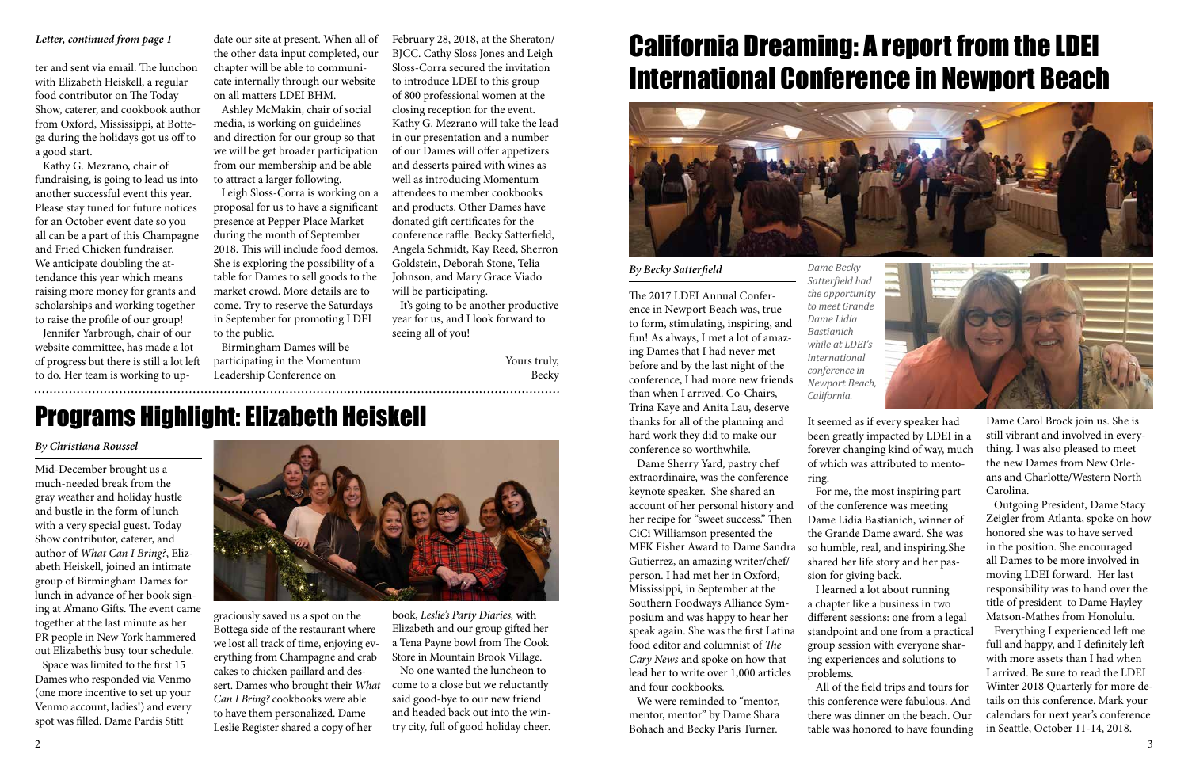*Letter, continued from page 1*

ter and sent via email. The luncheon with Elizabeth Heiskell, a regular food contributor on The Today Show, caterer, and cookbook author from Oxford, Mississippi, at Bottega during the holidays got us off to a good start.

Kathy G. Mezrano, chair of fundraising, is going to lead us into another successful event this year. Please stay tuned for future notices for an October event date so you all can be a part of this Champagne and Fried Chicken fundraiser. We anticipate doubling the attendance this year which means raising more money for grants and scholarships and working together to raise the profile of our group!

Jennifer Yarbrough, chair of our website committee, has made a lot of progress but there is still a lot left to do. Her team is working to update our site at present. When all of the other data input completed, our chapter will be able to communicate internally through our website on all matters LDEI BHM.

Ashley McMakin, chair of social media, is working on guidelines and direction for our group so that we will be get broader participation from our membership and be able to attract a larger following.

Leigh Sloss-Corra is working on a proposal for us to have a significant presence at Pepper Place Market during the month of September 2018. This will include food demos. She is exploring the possibility of a table for Dames to sell goods to the market crowd. More details are to come. Try to reserve the Saturdays in September for promoting LDEI to the public.

Birmingham Dames will be participating in the Momentum Leadership Conference on February 28, 2018, at the Sheraton/BJCC. Cathy Sloss Jones and Leigh Sloss-Corra secured the invitation to introduce LDEI to this group of 800 professional women at the closing reception for the event. Kathy G. Mezrano will take the lead in our presentation and a number of our Dames will offer appetizers and desserts paired with wines as well as introducing Momentum attendees to member cookbooks and products. Other Dames have donated gift certificates for the conference raffle. Becky Satterfield, Angela Schmidt, Kay Reed, Sherron Goldstein, Deborah Stone, Telia Johnson, and Mary Grace Viado will be participating.

It's going to be another productive year for us, and I look forward to seeing all of you!

Yours truly,
Becky

# Programs Highlight: Elizabeth Heiskell

***By Christiana Roussel***

Mid-December brought us a much-needed break from the gray weather and holiday hustle and bustle in the form of lunch with a very special guest. Today Show contributor, caterer, and author of *What Can I Bring?*, Elizabeth Heiskell, joined an intimate group of Birmingham Dames for lunch in advance of her book signing at A'mano Gifts. The event came together at the last minute as her PR people in New York hammered out Elizabeth's busy tour schedule.

Space was limited to the first 15 Dames who responded via Venmo (one more incentive to set up your Venmo account, ladies!) and every spot was filled. Dame Pardis Stitt graciously saved us a spot on the Bottega side of the restaurant where we lost all track of time, enjoying everything from Champagne and crab cakes to chicken paillard and dessert. Dames who brought their *What Can I Bring?* cookbooks were able to have them personalized. Dame Leslie Register shared a copy of her book, *Leslie's Party Diaries,* with Elizabeth and our group gifted her a Tena Payne bowl from The Cook Store in Mountain Brook Village.

No one wanted the luncheon to come to a close but we reluctantly said good-bye to our new friend and headed back out into the wintry city, full of good holiday cheer.

# California Dreaming: A report from the LDEI International Conference in Newport Beach

***By Becky Satterfield***

The 2017 LDEI Annual Conference in Newport Beach was, true to form, stimulating, inspiring, and fun! As always, I met a lot of amazing Dames that I had never met before and by the last night of the conference, I had more new friends than when I arrived. Co-Chairs, Trina Kaye and Anita Lau, deserve thanks for all of the planning and hard work they did to make our conference so worthwhile.

Dame Sherry Yard, pastry chef extraordinaire, was the conference keynote speaker. She shared an account of her personal history and her recipe for "sweet success." Then CiCi Williamson presented the MFK Fisher Award to Dame Sandra Gutierrez, an amazing writer/chef/person. I had met her in Oxford, Mississippi, in September at the Southern Foodways Alliance Symposium and was happy to hear her speak again. She was the first Latina food editor and columnist of *The Cary News* and spoke on how that lead her to write over 1,000 articles and four cookbooks.

We were reminded to "mentor, mentor, mentor" by Dame Shara Bohach and Becky Paris Turner.

*Dame Becky Satterfield had the opportunity to meet Grande Dame Lidia Bastianich while at LDEI's international conference in Newport Beach, California.*

It seemed as if every speaker had been greatly impacted by LDEI in a forever changing kind of way, much of which was attributed to mentoring.

For me, the most inspiring part of the conference was meeting Dame Lidia Bastianich, winner of the Grande Dame award. She was so humble, real, and inspiring.She shared her life story and her passion for giving back.

I learned a lot about running a chapter like a business in two different sessions: one from a legal standpoint and one from a practical group session with everyone sharing experiences and solutions to problems.

All of the field trips and tours for this conference were fabulous. And there was dinner on the beach. Our table was honored to have founding Dame Carol Brock join us. She is still vibrant and involved in everything. I was also pleased to meet the new Dames from New Orleans and Charlotte/Western North Carolina.

Outgoing President, Dame Stacy Zeigler from Atlanta, spoke on how honored she was to have served in the position. She encouraged all Dames to be more involved in moving LDEI forward. Her last responsibility was to hand over the title of president to Dame Hayley Matson-Mathes from Honolulu.

Everything I experienced left me full and happy, and I definitely left with more assets than I had when I arrived. Be sure to read the LDEI Winter 2018 Quarterly for more details on this conference. Mark your calendars for next year's conference in Seattle, October 11-14, 2018.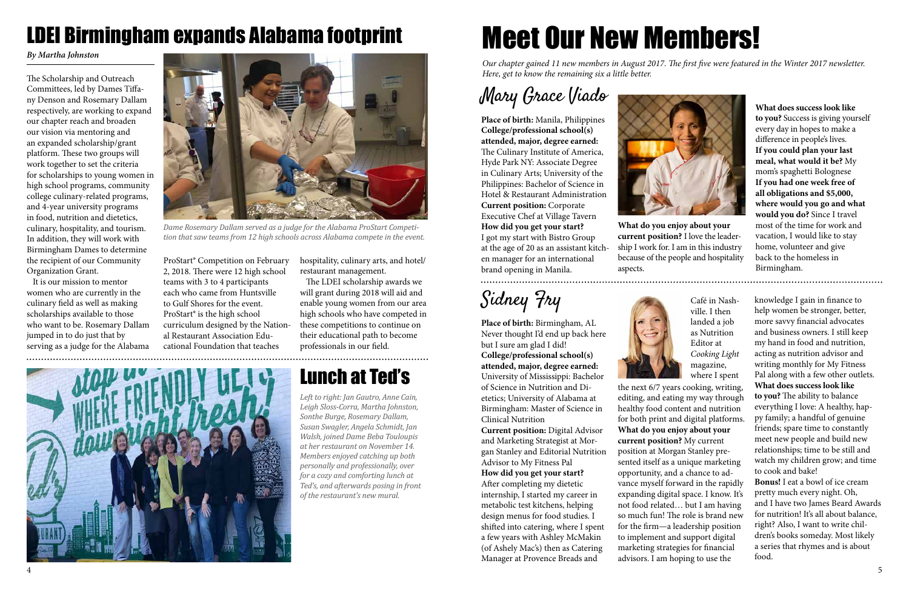# LDEI Birmingham expands Alabama footprint

*By Martha Johnston*

The Scholarship and Outreach Committees, led by Dames Tiffany Denson and Rosemary Dallam respectively, are working to expand our chapter reach and broaden our vision via mentoring and an expanded scholarship/grant platform. These two groups will work together to set the criteria for scholarships to young women in high school programs, community college culinary-related programs, and 4-year university programs in food, nutrition and dietetics, culinary, hospitality, and tourism. In addition, they will work with Birmingham Dames to determine the recipient of our Community Organization Grant.

It is our mission to mentor women who are currently in the culinary field as well as making scholarships available to those who want to be. Rosemary Dallam jumped in to do just that by serving as a judge for the Alabama ProStart® Competition on February 2, 2018. There were 12 high school teams with 3 to 4 participants each who came from Huntsville to Gulf Shores for the event. ProStart® is the high school curriculum designed by the National Restaurant Association Educational Foundation that teaches hospitality, culinary arts, and hotel/restaurant management.

The LDEI scholarship awards we will grant during 2018 will aid and enable young women from our area high schools who have competed in these competitions to continue on their educational path to become professionals in our field.

*Dame Rosemary Dallam served as a judge for the Alabama ProStart Competition that saw teams from 12 high schools across Alabama compete in the event.*

## Lunch at Ted's

*Left to right: Jan Gautro, Anne Cain, Leigh Sloss-Corra, Martha Johnston, Sonthe Burge, Rosemary Dallam, Susan Swagler, Angela Schmidt, Jan Walsh, joined Dame Beba Touloupis at her restaurant on November 14. Members enjoyed catching up both personally and professionally, over for a cozy and comforting lunch at Ted's, and afterwards posing in front of the restaurant's new mural.*

# Meet Our New Members!

*Our chapter gained 11 new members in August 2017. The first five were featured in the Winter 2017 newsletter. Here, get to know the remaining six a little better.*

## Mary Grace Viado

**Place of birth:** Manila, Philippines

**College/professional school(s) attended, major, degree earned:** The Culinary Institute of America, Hyde Park NY: Associate Degree in Culinary Arts; University of the Philippines: Bachelor of Science in Hotel & Restaurant Administration

**Current position:** Corporate Executive Chef at Village Tavern

**How did you get your start?** I got my start with Bistro Group at the age of 20 as an assistant kitchen manager for an international brand opening in Manila.

**What do you enjoy about your current position?** I love the leadership I work for. I am in this industry because of the people and hospitality aspects.

**What does success look like to you?** Success is giving yourself every day in hopes to make a difference in people's lives.

**If you could plan your last meal, what would it be?** My mom's spaghetti Bolognese

**If you had one week free of all obligations and $5,000, where would you go and what would you do?** Since I travel most of the time for work and vacation, I would like to stay home, volunteer and give back to the homeless in Birmingham.

## Sidney Fry

**Place of birth:** Birmingham, AL Never thought I'd end up back here but I sure am glad I did!

**College/professional school(s) attended, major, degree earned:** University of Mississippi: Bachelor of Science in Nutrition and Dietetics; University of Alabama at Birmingham: Master of Science in Clinical Nutrition

**Current position:** Digital Advisor and Marketing Strategist at Morgan Stanley and Editorial Nutrition Advisor to My Fitness Pal

**How did you get your start?** After completing my dietetic internship, I started my career in metabolic test kitchens, helping design menus for food studies. I shifted into catering, where I spent a few years with Ashley McMakin (of Ashely Mac's) then as Catering Manager at Provence Breads and Café in Nashville. I then landed a job as Nutrition Editor at *Cooking Light* magazine, where I spent the next 6/7 years cooking, writing, editing, and eating my way through healthy food content and nutrition for both print and digital platforms.

**What do you enjoy about your current position?** My current position at Morgan Stanley presented itself as a unique marketing opportunity, and a chance to advance myself forward in the rapidly expanding digital space. I know. It's not food related… but I am having so much fun! The role is brand new for the firm—a leadership position to implement and support digital marketing strategies for financial advisors. I am hoping to use the knowledge I gain in finance to help women be stronger, better, more savvy financial advocates and business owners. I still keep my hand in food and nutrition, acting as nutrition advisor and writing monthly for My Fitness Pal along with a few other outlets.

**What does success look like to you?** The ability to balance everything I love: A healthy, happy family; a handful of genuine friends; spare time to constantly meet new people and build new relationships; time to be still and watch my children grow; and time to cook and bake!

**Bonus!** I eat a bowl of ice cream pretty much every night. Oh, and I have two James Beard Awards for nutrition! It's all about balance, right? Also, I want to write children's books someday. Most likely a series that rhymes and is about food.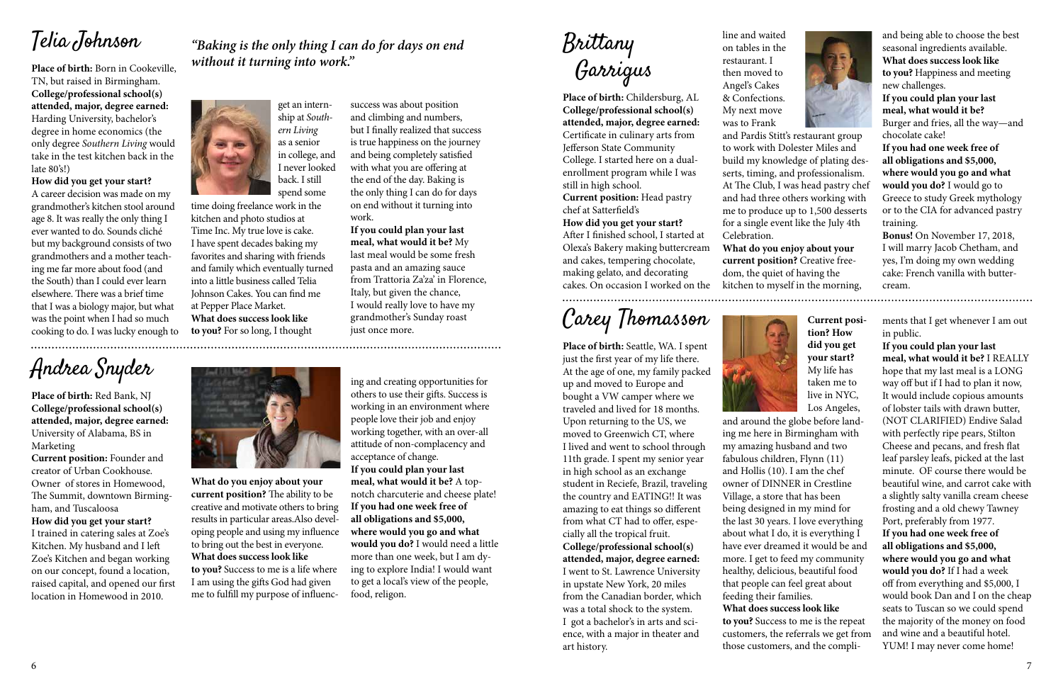## Telia Johnson

*"Baking is the only thing I can do for days on end without it turning into work."*

**Place of birth:** Born in Cookeville, TN, but raised in Birmingham.
**College/professional school(s) attended, major, degree earned:** Harding University, bachelor's degree in home economics (the only degree *Southern Living* would take in the test kitchen back in the late 80's!)
**How did you get your start?** A career decision was made on my grandmother's kitchen stool around age 8. It was really the only thing I ever wanted to do. Sounds cliché but my background consists of two grandmothers and a mother teaching me far more about food (and the South) than I could ever learn elsewhere. There was a brief time that I was a biology major, but what was the point when I had so much cooking to do. I was lucky enough to get an internship at *Southern Living* as a senior in college, and I never looked back. I still spend some time doing freelance work in the kitchen and photo studios at Time Inc. My true love is cake. I have spent decades baking my favorites and sharing with friends and family which eventually turned into a little business called Telia Johnson Cakes. You can find me at Pepper Place Market.
**What does success look like to you?** For so long, I thought success was about position and climbing and numbers, but I finally realized that success is true happiness on the journey and being completely satisfied with what you are offering at the end of the day. Baking is the only thing I can do for days on end without it turning into work.
**If you could plan your last meal, what would it be?** My last meal would be some fresh pasta and an amazing sauce from Trattoria Za'za' in Florence, Italy, but given the chance, I would really love to have my grandmother's Sunday roast just once more.

## Andrea Snyder

**Place of birth:** Red Bank, NJ
**College/professional school(s) attended, major, degree earned:** University of Alabama, BS in Marketing
**Current position:** Founder and creator of Urban Cookhouse. Owner of stores in Homewood, The Summit, downtown Birmingham, and Tuscaloosa
**How did you get your start?** I trained in catering sales at Zoe's Kitchen. My husband and I left Zoe's Kitchen and began working on our concept, found a location, raised capital, and opened our first location in Homewood in 2010.
**What do you enjoy about your current position?** The ability to be creative and motivate others to bring results in particular areas.Also developing people and using my influence to bring out the best in everyone.
**What does success look like to you?** Success to me is a life where I am using the gifts God had given me to fulfill my purpose of influencing and creating opportunities for others to use their gifts. Success is working in an environment where people love their job and enjoy working together, with an over-all attitude of non-complacency and acceptance of change.
**If you could plan your last meal, what would it be?** A top-notch charcuterie and cheese plate!
**If you had one week free of all obligations and $5,000, where would you go and what would you do?** I would need a little more than one week, but I am dying to explore India! I would want to get a local's view of the people, food, religon.

## Brittany Garrigus

**Place of birth:** Childersburg, AL
**College/professional school(s) attended, major, degree earned:** Certificate in culinary arts from Jefferson State Community College. I started here on a dual-enrollment program while I was still in high school.
**Current position:** Head pastry chef at Satterfield's
**How did you get your start?** After I finished school, I started at Olexa's Bakery making buttercream and cakes, tempering chocolate, making gelato, and decorating cakes. On occasion I worked on the line and waited on tables in the restaurant. I then moved to Angel's Cakes & Confections. My next move was to Frank and Pardis Stitt's restaurant group to work with Dolester Miles and build my knowledge of plating desserts, timing, and professionalism. At The Club, I was head pastry chef and had three others working with me to produce up to 1,500 desserts for a single event like the July 4th Celebration.
**What do you enjoy about your current position?** Creative freedom, the quiet of having the kitchen to myself in the morning, and being able to choose the best seasonal ingredients available.
**What does success look like to you?** Happiness and meeting new challenges.
**If you could plan your last meal, what would it be?** Burger and fries, all the way—and chocolate cake!
**If you had one week free of all obligations and $5,000, where would you go and what would you do?** I would go to Greece to study Greek mythology or to the CIA for advanced pastry training.
**Bonus!** On November 17, 2018, I will marry Jacob Chetham, and yes, I'm doing my own wedding cake: French vanilla with buttercream.

## Carey Thomasson

**Place of birth:** Seattle, WA. I spent just the first year of my life there. At the age of one, my family packed up and moved to Europe and bought a VW camper where we traveled and lived for 18 months. Upon returning to the US, we moved to Greenwich CT, where I lived and went to school through 11th grade. I spent my senior year in high school as an exchange student in Reciefe, Brazil, traveling the country and EATING!! It was amazing to eat things so different from what CT had to offer, especially all the tropical fruit.
**College/professional school(s) attended, major, degree earned:** I went to St. Lawrence University in upstate New York, 20 miles from the Canadian border, which was a total shock to the system. I got a bachelor's in arts and science, with a major in theater and art history.
**Current position? How did you get your start?** My life has taken me to live in NYC, Los Angeles, and around the globe before landing me here in Birmingham with my amazing husband and two fabulous children, Flynn (11) and Hollis (10). I am the chef owner of DINNER in Crestline Village, a store that has been being designed in my mind for the last 30 years. I love everything about what I do, it is everything I have ever dreamed it would be and more. I get to feed my community healthy, delicious, beautiful food that people can feel great about feeding their families.
**What does success look like to you?** Success to me is the repeat customers, the referrals we get from those customers, and the compliments that I get whenever I am out in public.
**If you could plan your last meal, what would it be?** I REALLY hope that my last meal is a LONG way off but if I had to plan it now, It would include copious amounts of lobster tails with drawn butter, (NOT CLARIFIED) Endive Salad with perfectly ripe pears, Stilton Cheese and pecans, and fresh flat leaf parsley leafs, picked at the last minute. OF course there would be beautiful wine, and carrot cake with a slightly salty vanilla cream cheese frosting and a old chewy Tawney Port, preferably from 1977.
**If you had one week free of all obligations and $5,000, where would you go and what would you do?** If I had a week off from everything and $5,000, I would book Dan and I on the cheap seats to Tuscan so we could spend the majority of the money on food and wine and a beautiful hotel. YUM! I may never come home!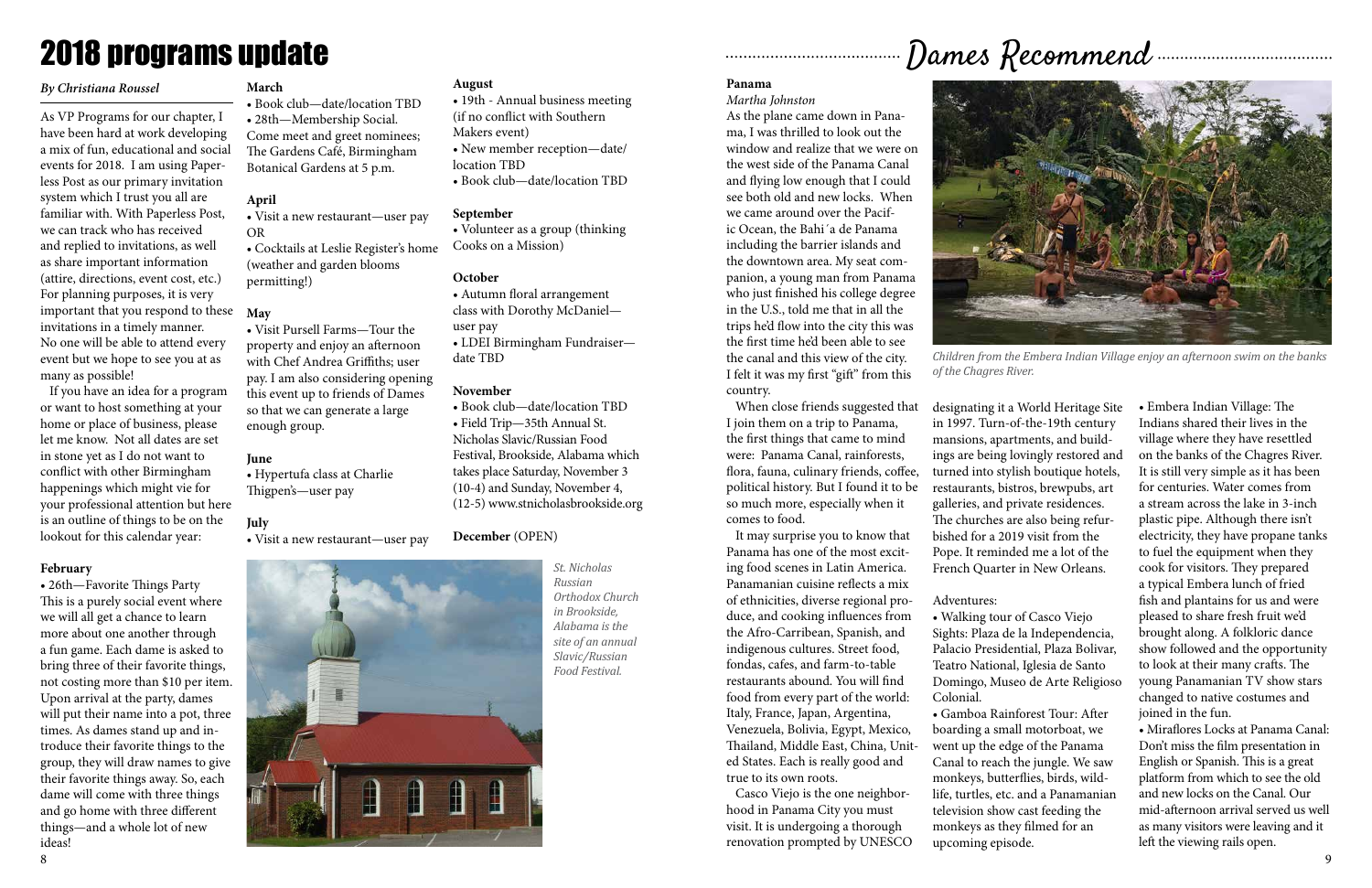# 2018 programs update

*By Christiana Roussel*

As VP Programs for our chapter, I have been hard at work developing a mix of fun, educational and social events for 2018. I am using Paperless Post as our primary invitation system which I trust you all are familiar with. With Paperless Post, we can track who has received and replied to invitations, as well as share important information (attire, directions, event cost, etc.) For planning purposes, it is very important that you respond to these invitations in a timely manner. No one will be able to attend every event but we hope to see you at as many as possible!

If you have an idea for a program or want to host something at your home or place of business, please let me know. Not all dates are set in stone yet as I do not want to conflict with other Birmingham happenings which might vie for your professional attention but here is an outline of things to be on the lookout for this calendar year:

**February**

• 26th—Favorite Things Party
This is a purely social event where we will all get a chance to learn more about one another through a fun game. Each dame is asked to bring three of their favorite things, not costing more than $10 per item. Upon arrival at the party, dames will put their name into a pot, three times. As dames stand up and introduce their favorite things to the group, they will draw names to give their favorite things away. So, each dame will come with three things and go home with three different things—and a whole lot of new ideas!

**March**

• Book club—date/location TBD
• 28th—Membership Social. Come meet and greet nominees; The Gardens Café, Birmingham Botanical Gardens at 5 p.m.

**April**

• Visit a new restaurant—user pay OR
• Cocktails at Leslie Register's home (weather and garden blooms permitting!)

**May**

• Visit Pursell Farms—Tour the property and enjoy an afternoon with Chef Andrea Griffiths; user pay. I am also considering opening this event up to friends of Dames so that we can generate a large enough group.

**June**

• Hypertufa class at Charlie Thigpen's—user pay

**July**

• Visit a new restaurant—user pay

**August**

• 19th - Annual business meeting (if no conflict with Southern Makers event)
• New member reception—date/location TBD
• Book club—date/location TBD

**September**

• Volunteer as a group (thinking Cooks on a Mission)

**October**

• Autumn floral arrangement class with Dorothy McDaniel—user pay
• LDEI Birmingham Fundraiser—date TBD

**November**

• Book club—date/location TBD
• Field Trip—35th Annual St. Nicholas Slavic/Russian Food Festival, Brookside, Alabama which takes place Saturday, November 3 (10-4) and Sunday, November 4, (12-5) www.stnicholasbrookside.org

**December** (OPEN)

*St. Nicholas Russian Orthodox Church in Brookside, Alabama is the site of an annual Slavic/Russian Food Festival.*

# Dames Recommend

**Panama**

*Martha Johnston*

As the plane came down in Panama, I was thrilled to look out the window and realize that we were on the west side of the Panama Canal and flying low enough that I could see both old and new locks. When we came around over the Pacific Ocean, the Bahi´a de Panama including the barrier islands and the downtown area. My seat companion, a young man from Panama who just finished his college degree in the U.S., told me that in all the trips he'd flow into the city this was the first time he'd been able to see the canal and this view of the city. I felt it was my first "gift" from this country.

When close friends suggested that I join them on a trip to Panama, the first things that came to mind were: Panama Canal, rainforests, flora, fauna, culinary friends, coffee, political history. But I found it to be so much more, especially when it comes to food.

It may surprise you to know that Panama has one of the most exciting food scenes in Latin America. Panamanian cuisine reflects a mix of ethnicities, diverse regional produce, and cooking influences from the Afro-Carribean, Spanish, and indigenous cultures. Street food, fondas, cafes, and farm-to-table restaurants abound. You will find food from every part of the world: Italy, France, Japan, Argentina, Venezuela, Bolivia, Egypt, Mexico, Thailand, Middle East, China, United States. Each is really good and true to its own roots.

Casco Viejo is the one neighborhood in Panama City you must visit. It is undergoing a thorough renovation prompted by UNESCO designating it a World Heritage Site in 1997. Turn-of-the-19th century mansions, apartments, and buildings are being lovingly restored and turned into stylish boutique hotels, restaurants, bistros, brewpubs, art galleries, and private residences. The churches are also being refurbished for a 2019 visit from the Pope. It reminded me a lot of the French Quarter in New Orleans.

*Children from the Embera Indian Village enjoy an afternoon swim on the banks of the Chagres River.*

Adventures:

• Walking tour of Casco Viejo Sights: Plaza de la Independencia, Palacio Presidential, Plaza Bolivar, Teatro National, Iglesia de Santo Domingo, Museo de Arte Religioso Colonial.
• Gamboa Rainforest Tour: After boarding a small motorboat, we went up the edge of the Panama Canal to reach the jungle. We saw monkeys, butterflies, birds, wildlife, turtles, etc. and a Panamanian television show cast feeding the monkeys as they filmed for an upcoming episode.
• Embera Indian Village: The Indians shared their lives in the village where they have resettled on the banks of the Chagres River. It is still very simple as it has been for centuries. Water comes from a stream across the lake in 3-inch plastic pipe. Although there isn't electricity, they have propane tanks to fuel the equipment when they cook for visitors. They prepared a typical Embera lunch of fried fish and plantains for us and were pleased to share fresh fruit we'd brought along. A folkloric dance show followed and the opportunity to look at their many crafts. The young Panamanian TV show stars changed to native costumes and joined in the fun.
• Miraflores Locks at Panama Canal: Don't miss the film presentation in English or Spanish. This is a great platform from which to see the old and new locks on the Canal. Our mid-afternoon arrival served us well as many visitors were leaving and it left the viewing rails open.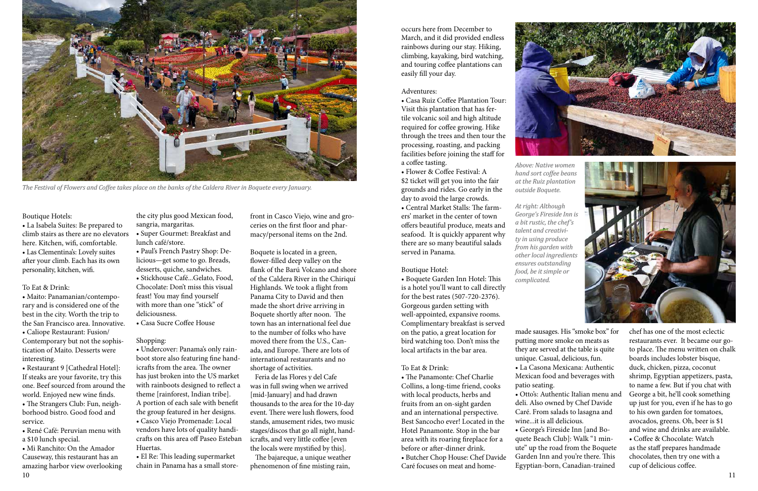*The Festival of Flowers and Coffee takes place on the banks of the Caldera River in Boquete every January.*

Boutique Hotels:

- La Isabela Suites: Be prepared to climb stairs as there are no elevators here. Kitchen, wifi, comfortable.
- Las Clementina's: Lovely suites after your climb. Each has its own personality, kitchen, wifi.

To Eat & Drink:

- Maito: Panamanian/contemporary and is considered one of the best in the city. Worth the trip to the San Francisco area. Innovative.
- Caliope Restaurant: Fusion/Contemporary but not the sophistication of Maito. Desserts were interesting.
- Restaurant 9 [Cathedral Hotel]: If steaks are your favorite, try this one. Beef sourced from around the world. Enjoyed new wine finds.
- The Strangers Club: Fun, neighborhood bistro. Good food and service.
- René Café: Peruvian menu with a $10 lunch special.
- Mi Ranchito: On the Amador Causeway, this restaurant has an amazing harbor view overlooking the city plus good Mexican food, sangria, margaritas.
- Super Gourmet: Breakfast and lunch café/store.
- Paul's French Pastry Shop: Delicious—get some to go. Breads, desserts, quiche, sandwiches.
- Stickhouse Café...Gelato, Food, Chocolate: Don't miss this visual feast! You may find yourself with more than one "stick" of deliciousness.
- Casa Sucre Coffee House

Shopping:

- Undercover: Panama's only rainboot store also featuring fine handicrafts from the area. The owner has just broken into the US market with rainboots designed to reflect a theme [rainforest, Indian tribe]. A portion of each sale with benefit the group featured in her designs.
- Casco Viejo Promenade: Local vendors have lots of quality handicrafts on this area off Paseo Esteban Huertas.
- El Re: This leading supermarket chain in Panama has a small storefront in Casco Viejo, wine and groceries on the first floor and pharmacy/personal items on the 2nd.

Boquete is located in a green, flower-filled deep valley on the flank of the Barú Volcano and shore of the Caldera River in the Chiriquí Highlands. We took a flight from Panama City to David and then made the short drive arriving in Boquete shortly after noon. The town has an international feel due to the number of folks who have moved there from the U.S., Canada, and Europe. There are lots of international restaurants and no shortage of activities.

Feria de las Flores y del Cafe was in full swing when we arrived [mid-January] and had drawn thousands to the area for the 10-day event. There were lush flowers, food stands, amusement rides, two music stages/discos that go all night, handicrafts, and very little coffee [even the locals were mystified by this].

The bajareque, a unique weather phenomenon of fine misting rain, occurs here from December to March, and it did provided endless rainbows during our stay. Hiking, climbing, kayaking, bird watching, and touring coffee plantations can easily fill your day.

Adventures:

- Casa Ruiz Coffee Plantation Tour: Visit this plantation that has fertile volcanic soil and high altitude required for coffee growing. Hike through the trees and then tour the processing, roasting, and packing facilities before joining the staff for a coffee tasting.
- Flower & Coffee Festival: A $2 ticket will get you into the fair grounds and rides. Go early in the day to avoid the large crowds.
- Central Market Stalls: The farmers' market in the center of town offers beautiful produce, meats and seafood. It is quickly apparent why there are so many beautiful salads served in Panama.

Boutique Hotel:

- Boquete Garden Inn Hotel: This is a hotel you'll want to call directly for the best rates (507-720-2376). Gorgeous garden setting with well-appointed, expansive rooms. Complimentary breakfast is served on the patio, a great location for bird watching too. Don't miss the local artifacts in the bar area.

To Eat & Drink:

- The Panamonte: Chef Charlie Collins, a long-time friend, cooks with local products, herbs and fruits from an on-sight garden and an international perspective. Best Sancocho ever! Located in the Hotel Panamonte. Stop in the bar area with its roaring fireplace for a before or after-dinner drink.
- Butcher Chop House: Chef Davide Caré focuses on meat and homemade sausages. His "smoke box" for putting more smoke on meats as they are served at the table is quite unique. Casual, delicious, fun.
- La Casona Mexicana: Authentic Mexican food and beverages with patio seating.
- Otto's: Authentic Italian menu and deli. Also owned by Chef Davide Caré. From salads to lasagna and wine...it is all delicious.
- George's Fireside Inn [and Boquete Beach Club]: Walk "1 minute" up the road from the Boquete Garden Inn and you're there. This Egyptian-born, Canadian-trained chef has one of the most eclectic restaurants ever. It became our go-to place. The menu written on chalk boards includes lobster bisque, duck, chicken, pizza, coconut shrimp, Egyptian appetizers, pasta, to name a few. But if you chat with George a bit, he'll cook something up just for you, even if he has to go to his own garden for tomatoes, avocados, greens. Oh, beer is $1 and wine and drinks are available.
- Coffee & Chocolate: Watch as the staff prepares handmade chocolates, then try one with a cup of delicious coffee.

*Above: Native women hand sort coffee beans at the Ruiz plantation outside Boquete.*

*At right: Although George's Fireside Inn is a bit rustic, the chef's talent and creativity in using produce from his garden with other local ingredients ensures outstanding food, be it simple or complicated.*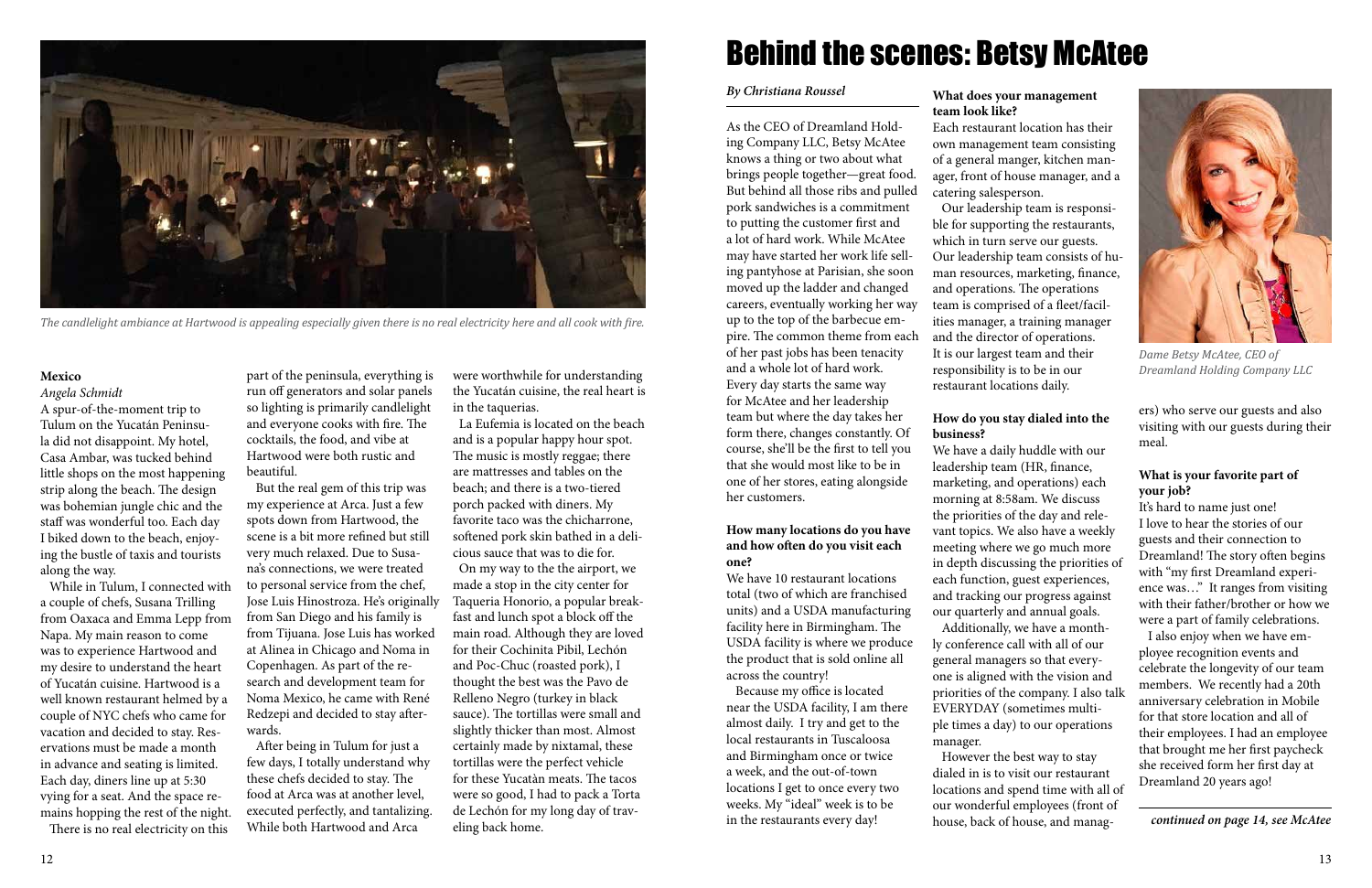The candlelight ambiance at Hartwood is appealing especially given there is no real electricity here and all cook with fire.

**Mexico**

*Angela Schmidt*

A spur-of-the-moment trip to Tulum on the Yucatán Peninsula did not disappoint. My hotel, Casa Ambar, was tucked behind little shops on the most happening strip along the beach. The design was bohemian jungle chic and the staff was wonderful too. Each day I biked down to the beach, enjoying the bustle of taxis and tourists along the way.

While in Tulum, I connected with a couple of chefs, Susana Trilling from Oaxaca and Emma Lepp from Napa. My main reason to come was to experience Hartwood and my desire to understand the heart of Yucatán cuisine. Hartwood is a well known restaurant helmed by a couple of NYC chefs who came for vacation and decided to stay. Reservations must be made a month in advance and seating is limited. Each day, diners line up at 5:30 vying for a seat. And the space remains hopping the rest of the night.

There is no real electricity on this part of the peninsula, everything is run off generators and solar panels so lighting is primarily candlelight and everyone cooks with fire. The cocktails, the food, and vibe at Hartwood were both rustic and beautiful.

But the real gem of this trip was my experience at Arca. Just a few spots down from Hartwood, the scene is a bit more refined but still very much relaxed. Due to Susana's connections, we were treated to personal service from the chef, Jose Luis Hinostroza. He's originally from San Diego and his family is from Tijuana. Jose Luis has worked at Alinea in Chicago and Noma in Copenhagen. As part of the research and development team for Noma Mexico, he came with René Redzepi and decided to stay afterwards.

After being in Tulum for just a few days, I totally understand why these chefs decided to stay. The food at Arca was at another level, executed perfectly, and tantalizing. While both Hartwood and Arca were worthwhile for understanding the Yucatán cuisine, the real heart is in the taquerias.

La Eufemia is located on the beach and is a popular happy hour spot. The music is mostly reggae; there are mattresses and tables on the beach; and there is a two-tiered porch packed with diners. My favorite taco was the chicharrone, softened pork skin bathed in a delicious sauce that was to die for.

On my way to the the airport, we made a stop in the city center for Taqueria Honorio, a popular breakfast and lunch spot a block off the main road. Although they are loved for their Cochinita Pibil, Lechón and Poc-Chuc (roasted pork), I thought the best was the Pavo de Relleno Negro (turkey in black sauce). The tortillas were small and slightly thicker than most. Almost certainly made by nixtamal, these tortillas were the perfect vehicle for these Yucatàn meats. The tacos were so good, I had to pack a Torta de Lechón for my long day of traveling back home.

# Behind the scenes: Betsy McAtee

*By Christiana Roussel*

As the CEO of Dreamland Holding Company LLC, Betsy McAtee knows a thing or two about what brings people together—great food. But behind all those ribs and pulled pork sandwiches is a commitment to putting the customer first and a lot of hard work. While McAtee may have started her work life selling pantyhose at Parisian, she soon moved up the ladder and changed careers, eventually working her way up to the top of the barbecue empire. The common theme from each of her past jobs has been tenacity and a whole lot of hard work. Every day starts the same way for McAtee and her leadership team but where the day takes her form there, changes constantly. Of course, she'll be the first to tell you that she would most like to be in one of her stores, eating alongside her customers.

**How many locations do you have and how often do you visit each one?**

We have 10 restaurant locations total (two of which are franchised units) and a USDA manufacturing facility here in Birmingham. The USDA facility is where we produce the product that is sold online all across the country!

Because my office is located near the USDA facility, I am there almost daily. I try and get to the local restaurants in Tuscaloosa and Birmingham once or twice a week, and the out-of-town locations I get to once every two weeks. My "ideal" week is to be in the restaurants every day!

**What does your management team look like?**

Each restaurant location has their own management team consisting of a general manger, kitchen manager, front of house manager, and a catering salesperson.

Our leadership team is responsible for supporting the restaurants, which in turn serve our guests. Our leadership team consists of human resources, marketing, finance, and operations. The operations team is comprised of a fleet/facilities manager, a training manager and the director of operations. It is our largest team and their responsibility is to be in our restaurant locations daily.

**How do you stay dialed into the business?**

We have a daily huddle with our leadership team (HR, finance, marketing, and operations) each morning at 8:58am. We discuss the priorities of the day and relevant topics. We also have a weekly meeting where we go much more in depth discussing the priorities of each function, guest experiences, and tracking our progress against our quarterly and annual goals.

Additionally, we have a monthly conference call with all of our general managers so that everyone is aligned with the vision and priorities of the company. I also talk EVERYDAY (sometimes multiple times a day) to our operations manager.

However the best way to stay dialed in is to visit our restaurant locations and spend time with all of our wonderful employees (front of house, back of house, and managers) who serve our guests and also visiting with our guests during their meal.

*Dame Betsy McAtee, CEO of Dreamland Holding Company LLC*

**What is your favorite part of your job?**

It's hard to name just one! I love to hear the stories of our guests and their connection to Dreamland! The story often begins with "my first Dreamland experience was…" It ranges from visiting with their father/brother or how we were a part of family celebrations.

I also enjoy when we have employee recognition events and celebrate the longevity of our team members. We recently had a 20th anniversary celebration in Mobile for that store location and all of their employees. I had an employee that brought me her first paycheck she received form her first day at Dreamland 20 years ago!

*continued on page 14, see McAtee*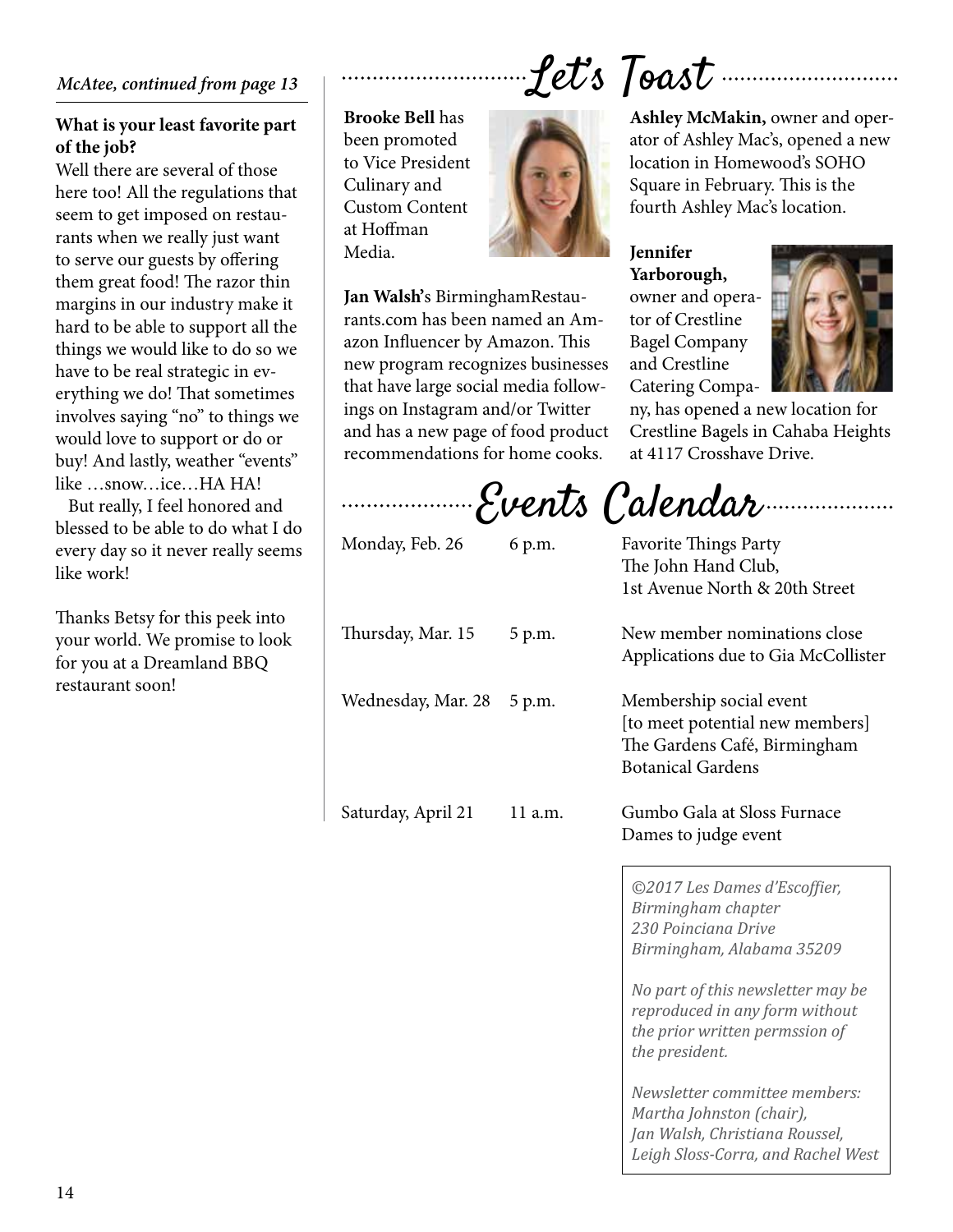*McAtee, continued from page 13*

**What is your least favorite part of the job?**

Well there are several of those here too! All the regulations that seem to get imposed on restaurants when we really just want to serve our guests by offering them great food! The razor thin margins in our industry make it hard to be able to support all the things we would like to do so we have to be real strategic in everything we do! That sometimes involves saying "no" to things we would love to support or do or buy! And lastly, weather "events" like …snow…ice…HA HA!

But really, I feel honored and blessed to be able to do what I do every day so it never really seems like work!

Thanks Betsy for this peek into your world. We promise to look for you at a Dreamland BBQ restaurant soon!

## Let's Toast

**Brooke Bell** has been promoted to Vice President Culinary and Custom Content at Hoffman Media.

**Jan Walsh**'s BirminghamRestaurants.com has been named an Amazon Influencer by Amazon. This new program recognizes businesses that have large social media followings on Instagram and/or Twitter and has a new page of food product recommendations for home cooks.

**Ashley McMakin,** owner and operator of Ashley Mac's, opened a new location in Homewood's SOHO Square in February. This is the fourth Ashley Mac's location.

**Jennifer Yarborough,** owner and operator of Crestline Bagel Company and Crestline Catering Company, has opened a new location for Crestline Bagels in Cahaba Heights at 4117 Crosshave Drive.

## Events Calendar

| | | |
|---|---|---|
| Monday, Feb. 26 | 6 p.m. | Favorite Things Party<br>The John Hand Club,<br>1st Avenue North & 20th Street |
| Thursday, Mar. 15 | 5 p.m. | New member nominations close<br>Applications due to Gia McCollister |
| Wednesday, Mar. 28 | 5 p.m. | Membership social event<br>[to meet potential new members]<br>The Gardens Café, Birmingham Botanical Gardens |
| Saturday, April 21 | 11 a.m. | Gumbo Gala at Sloss Furnace<br>Dames to judge event |

*©2017 Les Dames d'Escoffier, Birmingham chapter*
*230 Poinciana Drive*
*Birmingham, Alabama 35209*

*No part of this newsletter may be reproduced in any form without the prior written permssion of the president.*

*Newsletter committee members: Martha Johnston (chair), Jan Walsh, Christiana Roussel, Leigh Sloss-Corra, and Rachel West*